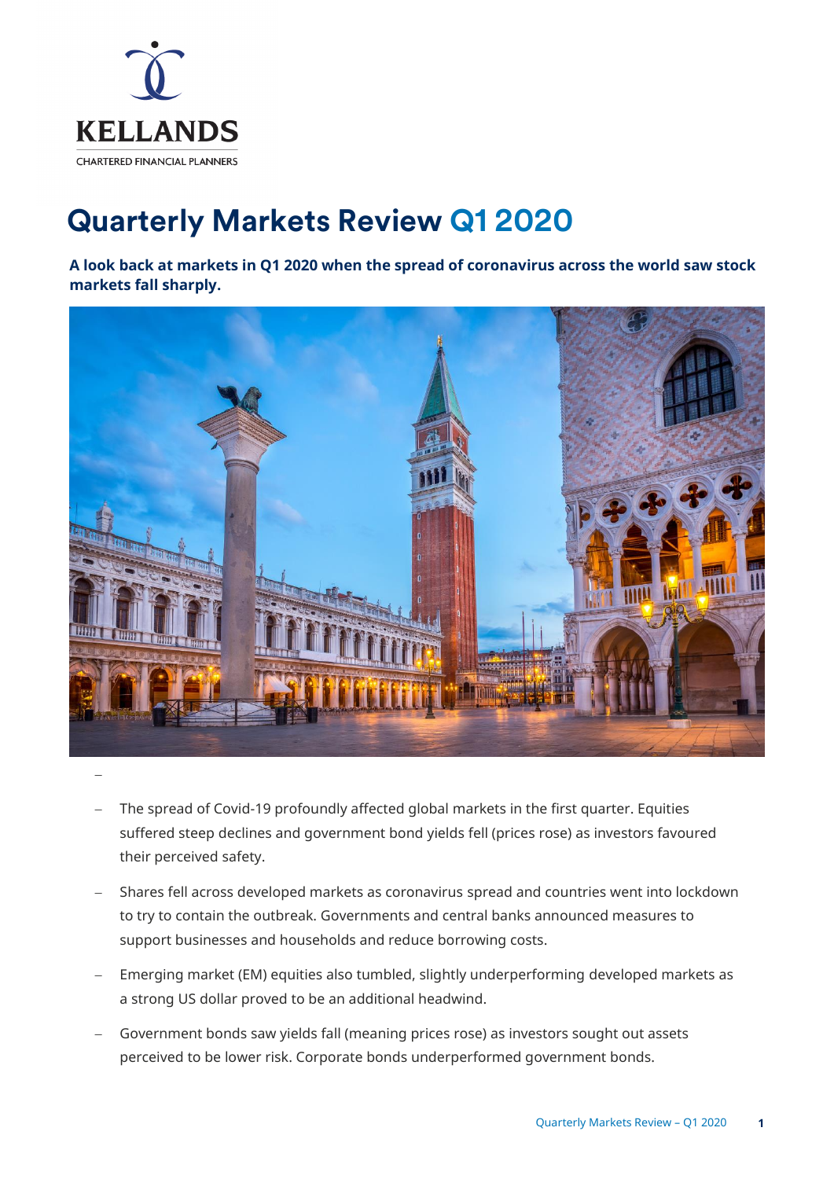KELLANDS

CHARTERED FINANCIAL PLANNERS

# Quarterly Markets Review Q1 2020

**A look back at markets in Q1 2020 when the spread of coronavirus across the world saw stock markets fall sharply.**

- The spread of Covid-19 profoundly affected global markets in the first quarter. Equities suffered steep declines and government bond yields fell (prices rose) as investors favoured their perceived safety.
- Shares fell across developed markets as coronavirus spread and countries went into lockdown to try to contain the outbreak. Governments and central banks announced measures to support businesses and households and reduce borrowing costs.
- Emerging market (EM) equities also tumbled, slightly underperforming developed markets as a strong US dollar proved to be an additional headwind.
- Government bonds saw yields fall (meaning prices rose) as investors sought out assets perceived to be lower risk. Corporate bonds underperformed government bonds.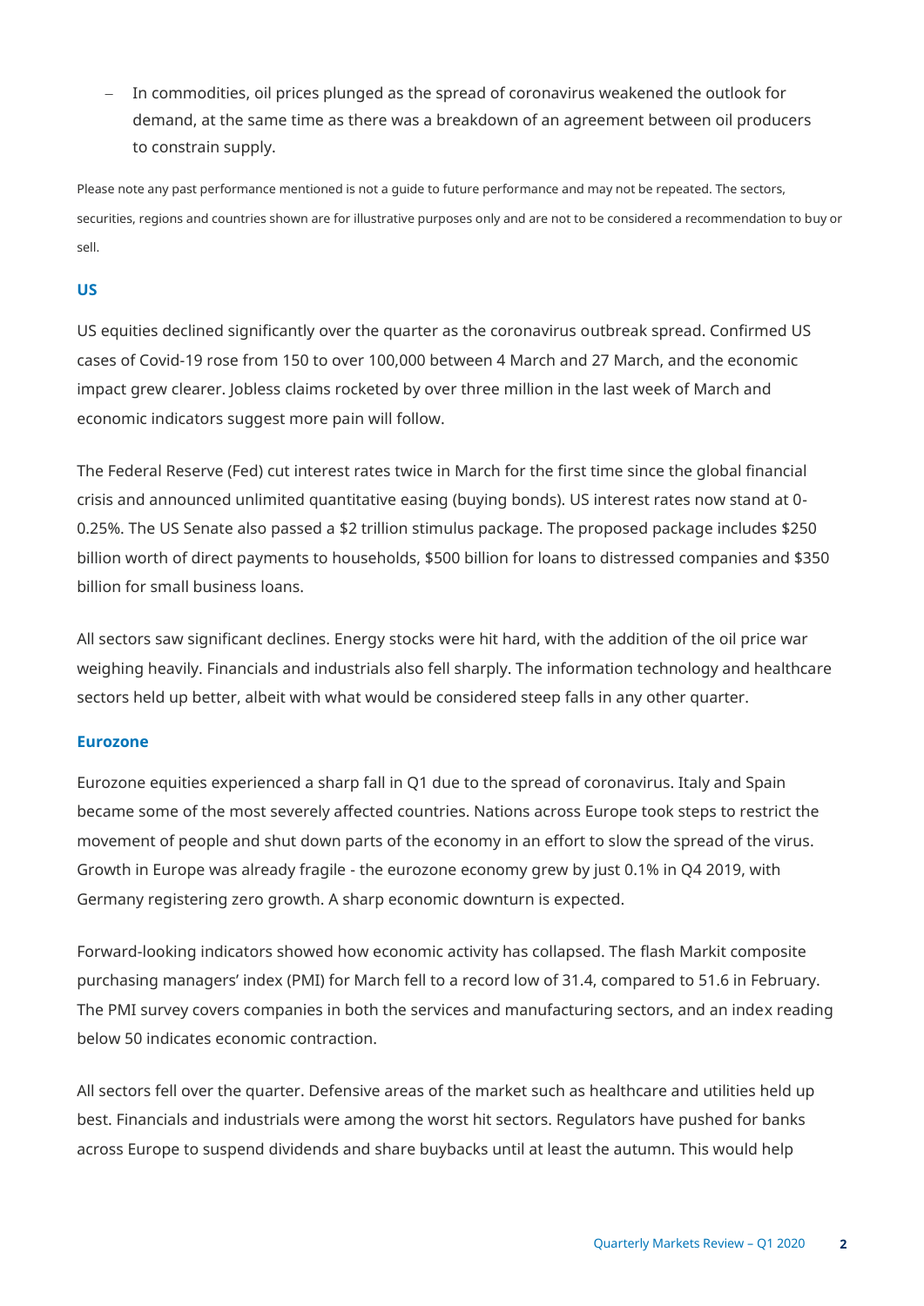- In commodities, oil prices plunged as the spread of coronavirus weakened the outlook for demand, at the same time as there was a breakdown of an agreement between oil producers to constrain supply.

Please note any past performance mentioned is not a guide to future performance and may not be repeated. The sectors, securities, regions and countries shown are for illustrative purposes only and are not to be considered a recommendation to buy or sell.

### US

US equities declined significantly over the quarter as the coronavirus outbreak spread. Confirmed US cases of Covid-19 rose from 150 to over 100,000 between 4 March and 27 March, and the economic impact grew clearer. Jobless claims rocketed by over three million in the last week of March and economic indicators suggest more pain will follow.

The Federal Reserve (Fed) cut interest rates twice in March for the first time since the global financial crisis and announced unlimited quantitative easing (buying bonds). US interest rates now stand at 0-0.25%. The US Senate also passed a $2 trillion stimulus package. The proposed package includes $250 billion worth of direct payments to households, $500 billion for loans to distressed companies and $350 billion for small business loans.

All sectors saw significant declines. Energy stocks were hit hard, with the addition of the oil price war weighing heavily. Financials and industrials also fell sharply. The information technology and healthcare sectors held up better, albeit with what would be considered steep falls in any other quarter.

### Eurozone

Eurozone equities experienced a sharp fall in Q1 due to the spread of coronavirus. Italy and Spain became some of the most severely affected countries. Nations across Europe took steps to restrict the movement of people and shut down parts of the economy in an effort to slow the spread of the virus. Growth in Europe was already fragile - the eurozone economy grew by just 0.1% in Q4 2019, with Germany registering zero growth. A sharp economic downturn is expected.

Forward-looking indicators showed how economic activity has collapsed. The flash Markit composite purchasing managers' index (PMI) for March fell to a record low of 31.4, compared to 51.6 in February. The PMI survey covers companies in both the services and manufacturing sectors, and an index reading below 50 indicates economic contraction.

All sectors fell over the quarter. Defensive areas of the market such as healthcare and utilities held up best. Financials and industrials were among the worst hit sectors. Regulators have pushed for banks across Europe to suspend dividends and share buybacks until at least the autumn. This would help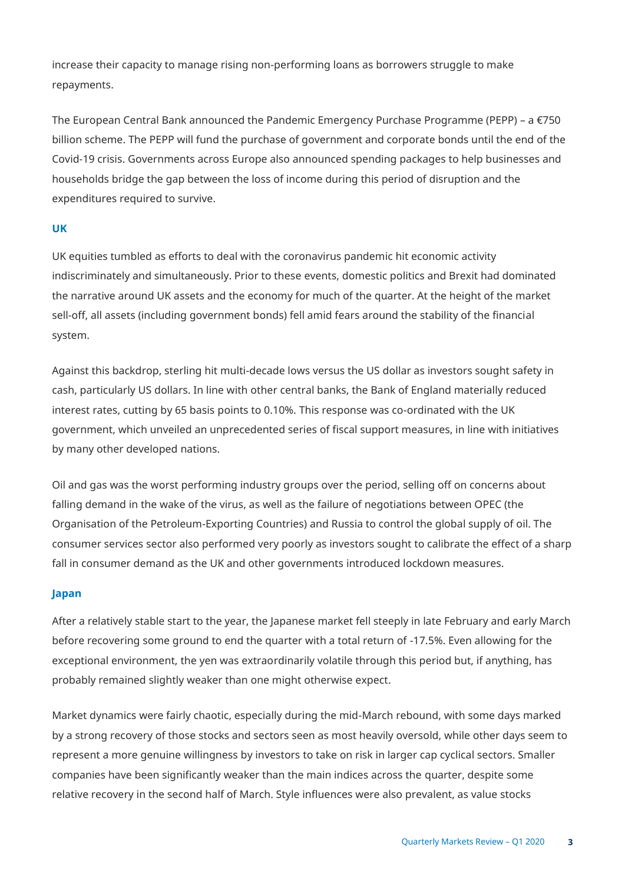increase their capacity to manage rising non-performing loans as borrowers struggle to make repayments.

The European Central Bank announced the Pandemic Emergency Purchase Programme (PEPP) – a €750 billion scheme. The PEPP will fund the purchase of government and corporate bonds until the end of the Covid-19 crisis. Governments across Europe also announced spending packages to help businesses and households bridge the gap between the loss of income during this period of disruption and the expenditures required to survive.

### UK

UK equities tumbled as efforts to deal with the coronavirus pandemic hit economic activity indiscriminately and simultaneously. Prior to these events, domestic politics and Brexit had dominated the narrative around UK assets and the economy for much of the quarter. At the height of the market sell-off, all assets (including government bonds) fell amid fears around the stability of the financial system.

Against this backdrop, sterling hit multi-decade lows versus the US dollar as investors sought safety in cash, particularly US dollars. In line with other central banks, the Bank of England materially reduced interest rates, cutting by 65 basis points to 0.10%. This response was co-ordinated with the UK government, which unveiled an unprecedented series of fiscal support measures, in line with initiatives by many other developed nations.

Oil and gas was the worst performing industry groups over the period, selling off on concerns about falling demand in the wake of the virus, as well as the failure of negotiations between OPEC (the Organisation of the Petroleum-Exporting Countries) and Russia to control the global supply of oil. The consumer services sector also performed very poorly as investors sought to calibrate the effect of a sharp fall in consumer demand as the UK and other governments introduced lockdown measures.

### Japan

After a relatively stable start to the year, the Japanese market fell steeply in late February and early March before recovering some ground to end the quarter with a total return of -17.5%. Even allowing for the exceptional environment, the yen was extraordinarily volatile through this period but, if anything, has probably remained slightly weaker than one might otherwise expect.

Market dynamics were fairly chaotic, especially during the mid-March rebound, with some days marked by a strong recovery of those stocks and sectors seen as most heavily oversold, while other days seem to represent a more genuine willingness by investors to take on risk in larger cap cyclical sectors. Smaller companies have been significantly weaker than the main indices across the quarter, despite some relative recovery in the second half of March. Style influences were also prevalent, as value stocks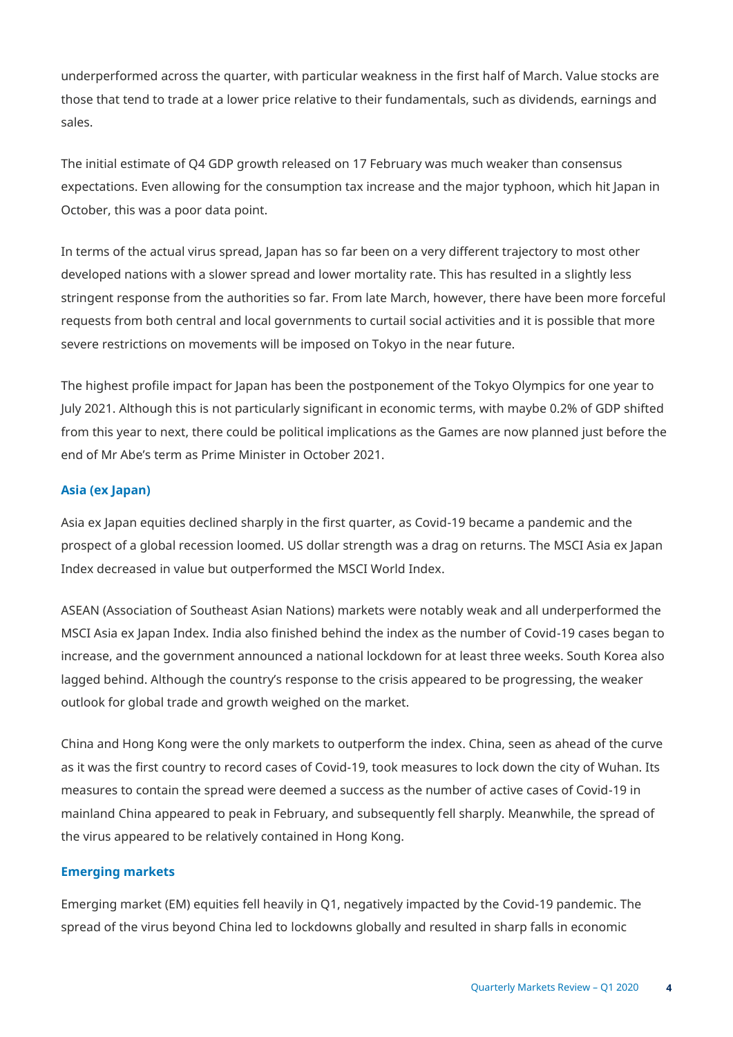underperformed across the quarter, with particular weakness in the first half of March. Value stocks are those that tend to trade at a lower price relative to their fundamentals, such as dividends, earnings and sales.

The initial estimate of Q4 GDP growth released on 17 February was much weaker than consensus expectations. Even allowing for the consumption tax increase and the major typhoon, which hit Japan in October, this was a poor data point.

In terms of the actual virus spread, Japan has so far been on a very different trajectory to most other developed nations with a slower spread and lower mortality rate. This has resulted in a slightly less stringent response from the authorities so far. From late March, however, there have been more forceful requests from both central and local governments to curtail social activities and it is possible that more severe restrictions on movements will be imposed on Tokyo in the near future.

The highest profile impact for Japan has been the postponement of the Tokyo Olympics for one year to July 2021. Although this is not particularly significant in economic terms, with maybe 0.2% of GDP shifted from this year to next, there could be political implications as the Games are now planned just before the end of Mr Abe's term as Prime Minister in October 2021.

## Asia (ex Japan)

Asia ex Japan equities declined sharply in the first quarter, as Covid-19 became a pandemic and the prospect of a global recession loomed. US dollar strength was a drag on returns. The MSCI Asia ex Japan Index decreased in value but outperformed the MSCI World Index.

ASEAN (Association of Southeast Asian Nations) markets were notably weak and all underperformed the MSCI Asia ex Japan Index. India also finished behind the index as the number of Covid-19 cases began to increase, and the government announced a national lockdown for at least three weeks. South Korea also lagged behind. Although the country's response to the crisis appeared to be progressing, the weaker outlook for global trade and growth weighed on the market.

China and Hong Kong were the only markets to outperform the index. China, seen as ahead of the curve as it was the first country to record cases of Covid-19, took measures to lock down the city of Wuhan. Its measures to contain the spread were deemed a success as the number of active cases of Covid-19 in mainland China appeared to peak in February, and subsequently fell sharply. Meanwhile, the spread of the virus appeared to be relatively contained in Hong Kong.

## Emerging markets

Emerging market (EM) equities fell heavily in Q1, negatively impacted by the Covid-19 pandemic. The spread of the virus beyond China led to lockdowns globally and resulted in sharp falls in economic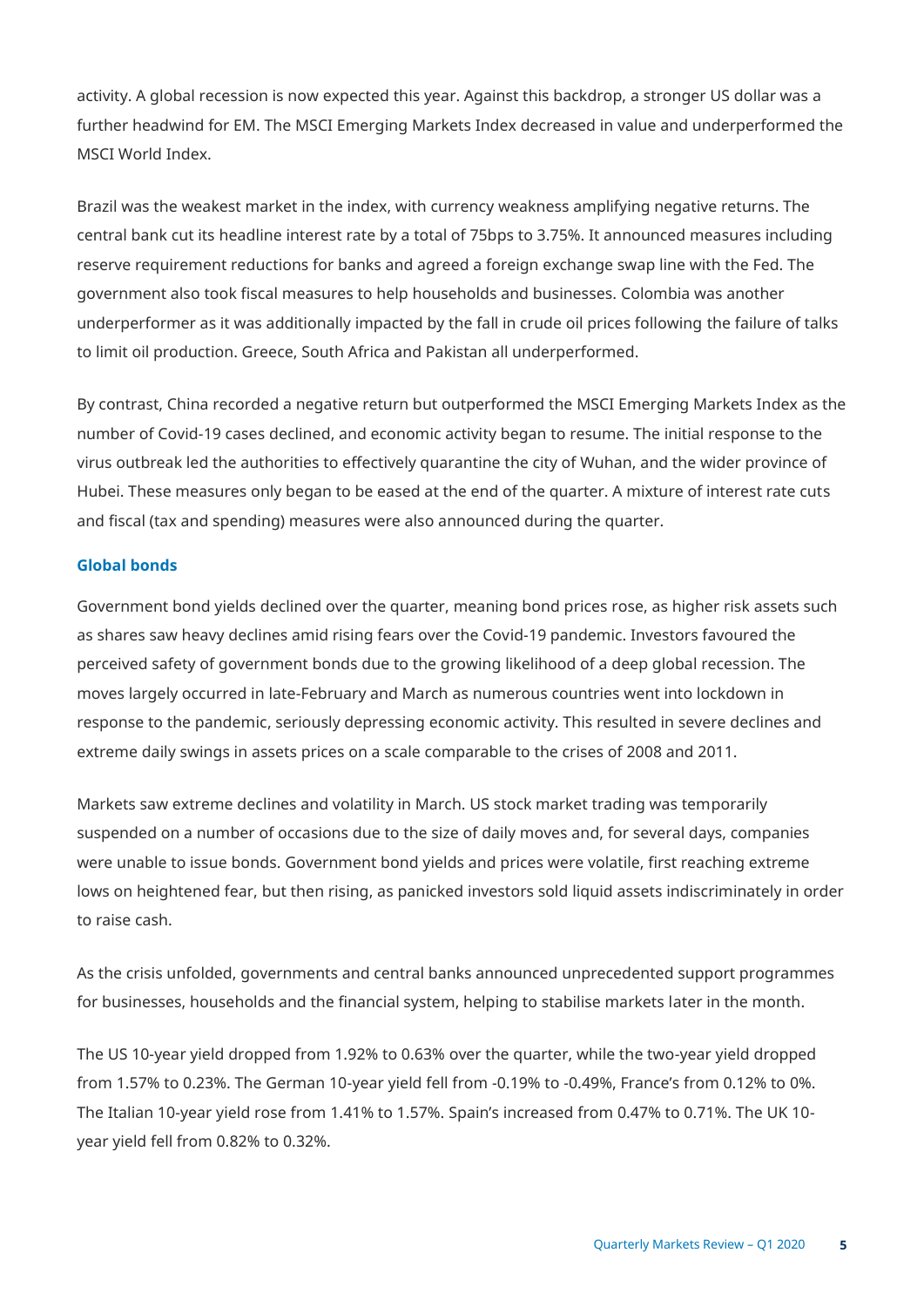activity. A global recession is now expected this year. Against this backdrop, a stronger US dollar was a further headwind for EM. The MSCI Emerging Markets Index decreased in value and underperformed the MSCI World Index.

Brazil was the weakest market in the index, with currency weakness amplifying negative returns. The central bank cut its headline interest rate by a total of 75bps to 3.75%. It announced measures including reserve requirement reductions for banks and agreed a foreign exchange swap line with the Fed. The government also took fiscal measures to help households and businesses. Colombia was another underperformer as it was additionally impacted by the fall in crude oil prices following the failure of talks to limit oil production. Greece, South Africa and Pakistan all underperformed.

By contrast, China recorded a negative return but outperformed the MSCI Emerging Markets Index as the number of Covid-19 cases declined, and economic activity began to resume. The initial response to the virus outbreak led the authorities to effectively quarantine the city of Wuhan, and the wider province of Hubei. These measures only began to be eased at the end of the quarter. A mixture of interest rate cuts and fiscal (tax and spending) measures were also announced during the quarter.

## Global bonds

Government bond yields declined over the quarter, meaning bond prices rose, as higher risk assets such as shares saw heavy declines amid rising fears over the Covid-19 pandemic. Investors favoured the perceived safety of government bonds due to the growing likelihood of a deep global recession. The moves largely occurred in late-February and March as numerous countries went into lockdown in response to the pandemic, seriously depressing economic activity. This resulted in severe declines and extreme daily swings in assets prices on a scale comparable to the crises of 2008 and 2011.

Markets saw extreme declines and volatility in March. US stock market trading was temporarily suspended on a number of occasions due to the size of daily moves and, for several days, companies were unable to issue bonds. Government bond yields and prices were volatile, first reaching extreme lows on heightened fear, but then rising, as panicked investors sold liquid assets indiscriminately in order to raise cash.

As the crisis unfolded, governments and central banks announced unprecedented support programmes for businesses, households and the financial system, helping to stabilise markets later in the month.

The US 10-year yield dropped from 1.92% to 0.63% over the quarter, while the two-year yield dropped from 1.57% to 0.23%. The German 10-year yield fell from -0.19% to -0.49%, France's from 0.12% to 0%. The Italian 10-year yield rose from 1.41% to 1.57%. Spain's increased from 0.47% to 0.71%. The UK 10-year yield fell from 0.82% to 0.32%.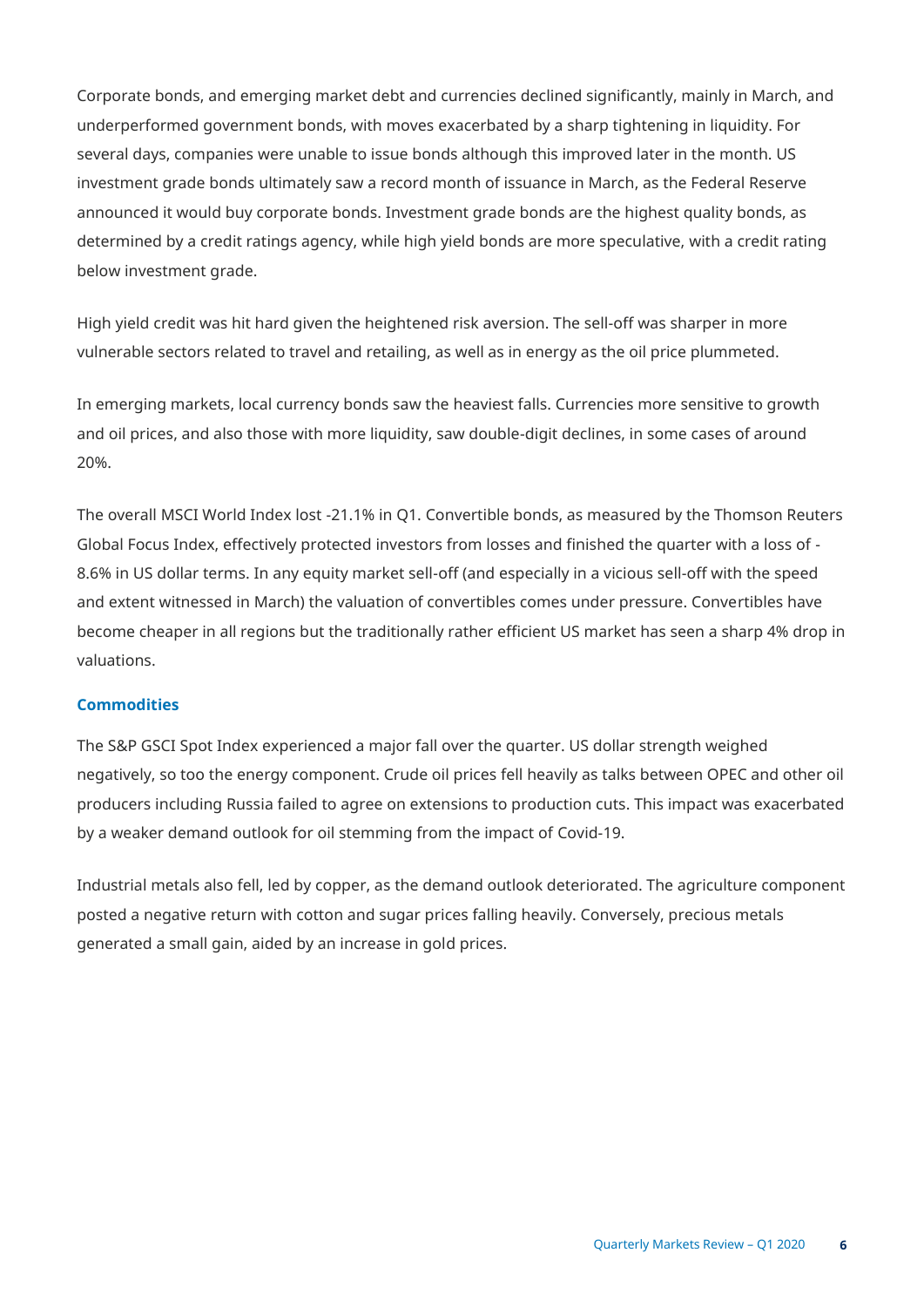Corporate bonds, and emerging market debt and currencies declined significantly, mainly in March, and underperformed government bonds, with moves exacerbated by a sharp tightening in liquidity. For several days, companies were unable to issue bonds although this improved later in the month. US investment grade bonds ultimately saw a record month of issuance in March, as the Federal Reserve announced it would buy corporate bonds. Investment grade bonds are the highest quality bonds, as determined by a credit ratings agency, while high yield bonds are more speculative, with a credit rating below investment grade.

High yield credit was hit hard given the heightened risk aversion. The sell-off was sharper in more vulnerable sectors related to travel and retailing, as well as in energy as the oil price plummeted.

In emerging markets, local currency bonds saw the heaviest falls. Currencies more sensitive to growth and oil prices, and also those with more liquidity, saw double-digit declines, in some cases of around 20%.

The overall MSCI World Index lost -21.1% in Q1. Convertible bonds, as measured by the Thomson Reuters Global Focus Index, effectively protected investors from losses and finished the quarter with a loss of -8.6% in US dollar terms. In any equity market sell-off (and especially in a vicious sell-off with the speed and extent witnessed in March) the valuation of convertibles comes under pressure. Convertibles have become cheaper in all regions but the traditionally rather efficient US market has seen a sharp 4% drop in valuations.

### Commodities

The S&P GSCI Spot Index experienced a major fall over the quarter. US dollar strength weighed negatively, so too the energy component. Crude oil prices fell heavily as talks between OPEC and other oil producers including Russia failed to agree on extensions to production cuts. This impact was exacerbated by a weaker demand outlook for oil stemming from the impact of Covid-19.

Industrial metals also fell, led by copper, as the demand outlook deteriorated. The agriculture component posted a negative return with cotton and sugar prices falling heavily. Conversely, precious metals generated a small gain, aided by an increase in gold prices.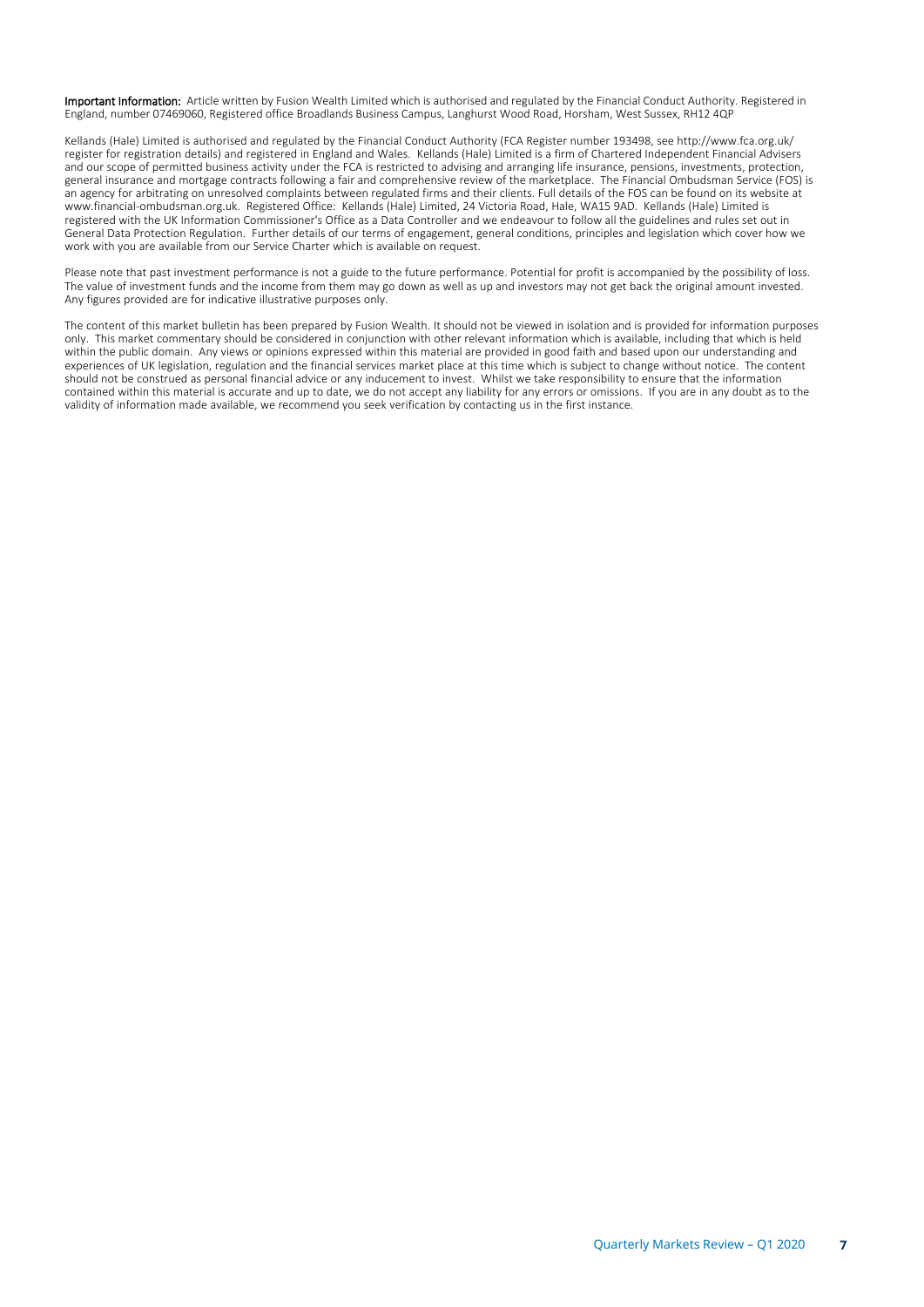**Important Information:** Article written by Fusion Wealth Limited which is authorised and regulated by the Financial Conduct Authority. Registered in England, number 07469060, Registered office Broadlands Business Campus, Langhurst Wood Road, Horsham, West Sussex, RH12 4QP

Kellands (Hale) Limited is authorised and regulated by the Financial Conduct Authority (FCA Register number 193498, see http://www.fca.org.uk/ register for registration details) and registered in England and Wales. Kellands (Hale) Limited is a firm of Chartered Independent Financial Advisers and our scope of permitted business activity under the FCA is restricted to advising and arranging life insurance, pensions, investments, protection, general insurance and mortgage contracts following a fair and comprehensive review of the marketplace. The Financial Ombudsman Service (FOS) is an agency for arbitrating on unresolved complaints between regulated firms and their clients. Full details of the FOS can be found on its website at www.financial-ombudsman.org.uk. Registered Office: Kellands (Hale) Limited, 24 Victoria Road, Hale, WA15 9AD. Kellands (Hale) Limited is registered with the UK Information Commissioner's Office as a Data Controller and we endeavour to follow all the guidelines and rules set out in General Data Protection Regulation. Further details of our terms of engagement, general conditions, principles and legislation which cover how we work with you are available from our Service Charter which is available on request.

Please note that past investment performance is not a guide to the future performance. Potential for profit is accompanied by the possibility of loss. The value of investment funds and the income from them may go down as well as up and investors may not get back the original amount invested. Any figures provided are for indicative illustrative purposes only.

The content of this market bulletin has been prepared by Fusion Wealth. It should not be viewed in isolation and is provided for information purposes only. This market commentary should be considered in conjunction with other relevant information which is available, including that which is held within the public domain. Any views or opinions expressed within this material are provided in good faith and based upon our understanding and experiences of UK legislation, regulation and the financial services market place at this time which is subject to change without notice. The content should not be construed as personal financial advice or any inducement to invest. Whilst we take responsibility to ensure that the information contained within this material is accurate and up to date, we do not accept any liability for any errors or omissions. If you are in any doubt as to the validity of information made available, we recommend you seek verification by contacting us in the first instance.